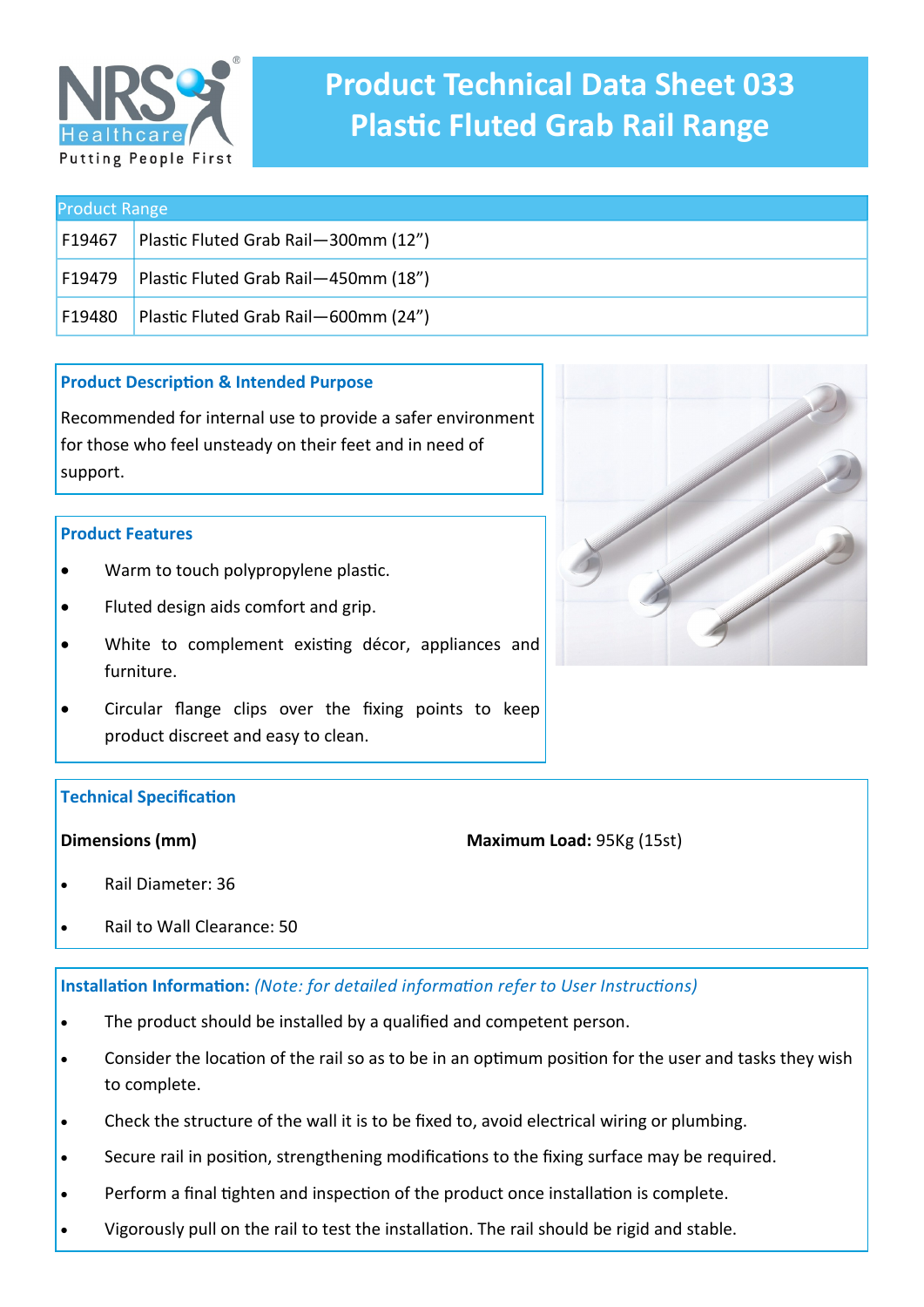# Product Technical Data Sheet 033
# Plastic Fluted Grab Rail Range

| Product Range | |
|---|---|
| F19467 | Plastic Fluted Grab Rail—300mm (12") |
| F19479 | Plastic Fluted Grab Rail—450mm (18") |
| F19480 | Plastic Fluted Grab Rail—600mm (24") |

## Product Description & Intended Purpose

Recommended for internal use to provide a safer environment for those who feel unsteady on their feet and in need of support.

## Product Features

- Warm to touch polypropylene plastic.
- Fluted design aids comfort and grip.
- White to complement existing décor, appliances and furniture.
- Circular flange clips over the fixing points to keep product discreet and easy to clean.

## Technical Specification

**Dimensions (mm)**

- Rail Diameter: 36
- Rail to Wall Clearance: 50

**Maximum Load:** 95Kg (15st)

## Installation Information: *(Note: for detailed information refer to User Instructions)*

- The product should be installed by a qualified and competent person.
- Consider the location of the rail so as to be in an optimum position for the user and tasks they wish to complete.
- Check the structure of the wall it is to be fixed to, avoid electrical wiring or plumbing.
- Secure rail in position, strengthening modifications to the fixing surface may be required.
- Perform a final tighten and inspection of the product once installation is complete.
- Vigorously pull on the rail to test the installation. The rail should be rigid and stable.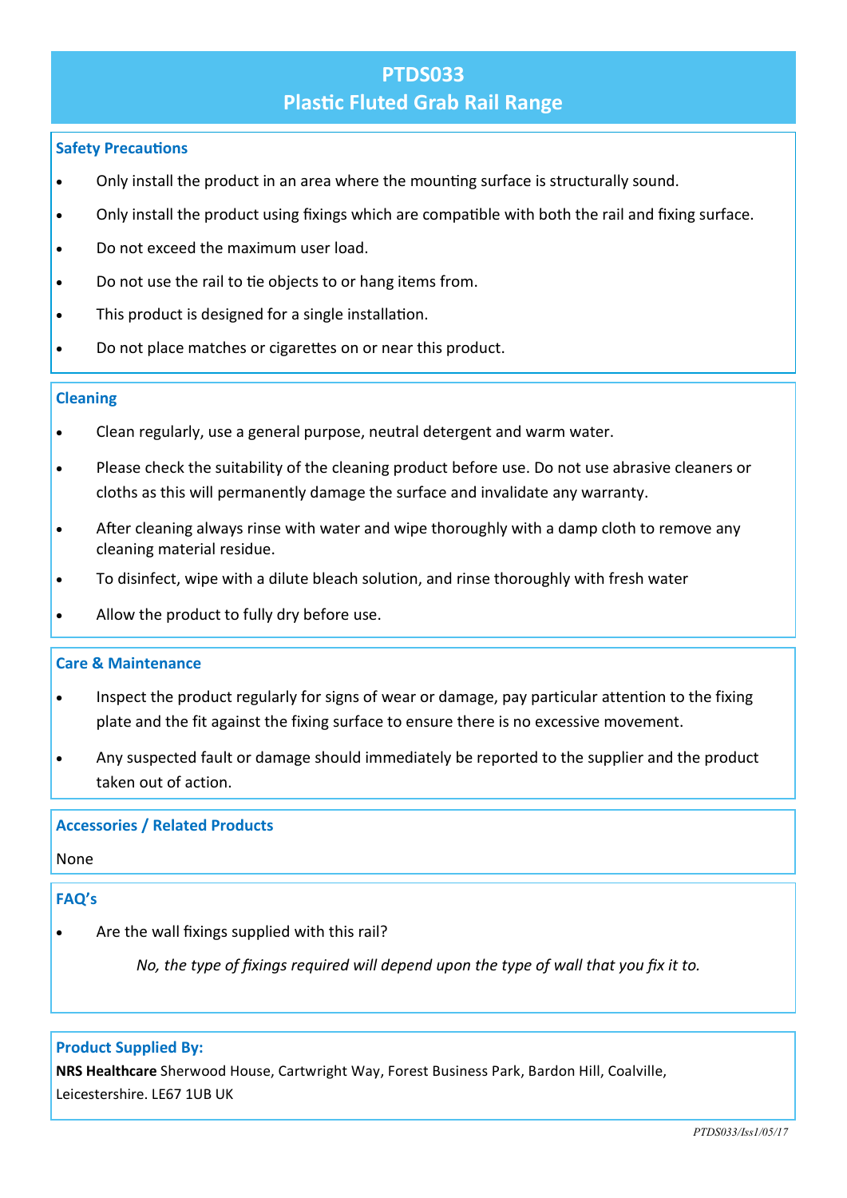# PTDS033
# Plastic Fluted Grab Rail Range

## Safety Precautions

- Only install the product in an area where the mounting surface is structurally sound.
- Only install the product using fixings which are compatible with both the rail and fixing surface.
- Do not exceed the maximum user load.
- Do not use the rail to tie objects to or hang items from.
- This product is designed for a single installation.
- Do not place matches or cigarettes on or near this product.

## Cleaning

- Clean regularly, use a general purpose, neutral detergent and warm water.
- Please check the suitability of the cleaning product before use. Do not use abrasive cleaners or cloths as this will permanently damage the surface and invalidate any warranty.
- After cleaning always rinse with water and wipe thoroughly with a damp cloth to remove any cleaning material residue.
- To disinfect, wipe with a dilute bleach solution, and rinse thoroughly with fresh water
- Allow the product to fully dry before use.

## Care & Maintenance

- Inspect the product regularly for signs of wear or damage, pay particular attention to the fixing plate and the fit against the fixing surface to ensure there is no excessive movement.
- Any suspected fault or damage should immediately be reported to the supplier and the product taken out of action.

## Accessories / Related Products

None

## FAQ's

- Are the wall fixings supplied with this rail?

  *No, the type of fixings required will depend upon the type of wall that you fix it to.*

## Product Supplied By:

**NRS Healthcare** Sherwood House, Cartwright Way, Forest Business Park, Bardon Hill, Coalville, Leicestershire. LE67 1UB UK

*PTDS033/Iss1/05/17*